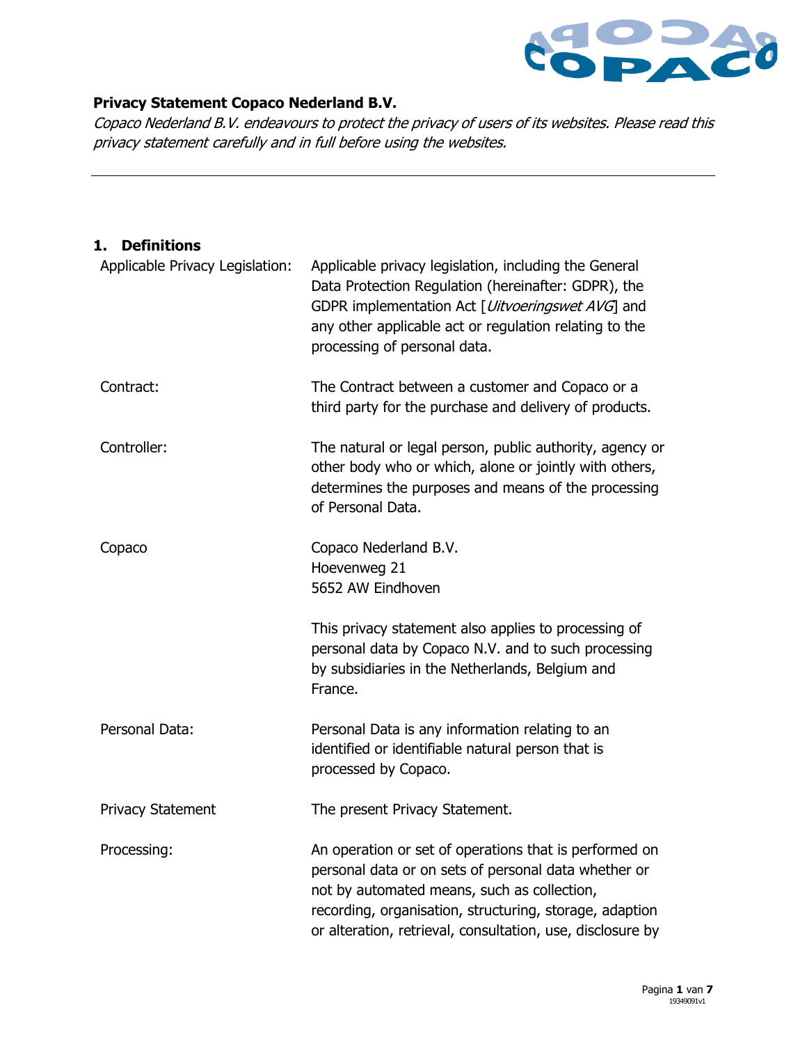**Privacy Statement Copaco Nederland B.V.**

*Copaco Nederland B.V. endeavours to protect the privacy of users of its websites. Please read this privacy statement carefully and in full before using the websites.*

---

## 1. Definitions

| | |
|---|---|
| Applicable Privacy Legislation: | Applicable privacy legislation, including the General Data Protection Regulation (hereinafter: GDPR), the GDPR implementation Act [*Uitvoeringswet AVG*] and any other applicable act or regulation relating to the processing of personal data. |
| Contract: | The Contract between a customer and Copaco or a third party for the purchase and delivery of products. |
| Controller: | The natural or legal person, public authority, agency or other body who or which, alone or jointly with others, determines the purposes and means of the processing of Personal Data. |
| Copaco | Copaco Nederland B.V.<br>Hoevenweg 21<br>5652 AW Eindhoven<br><br>This privacy statement also applies to processing of personal data by Copaco N.V. and to such processing by subsidiaries in the Netherlands, Belgium and France. |
| Personal Data: | Personal Data is any information relating to an identified or identifiable natural person that is processed by Copaco. |
| Privacy Statement | The present Privacy Statement. |
| Processing: | An operation or set of operations that is performed on personal data or on sets of personal data whether or not by automated means, such as collection, recording, organisation, structuring, storage, adaption or alteration, retrieval, consultation, use, disclosure by |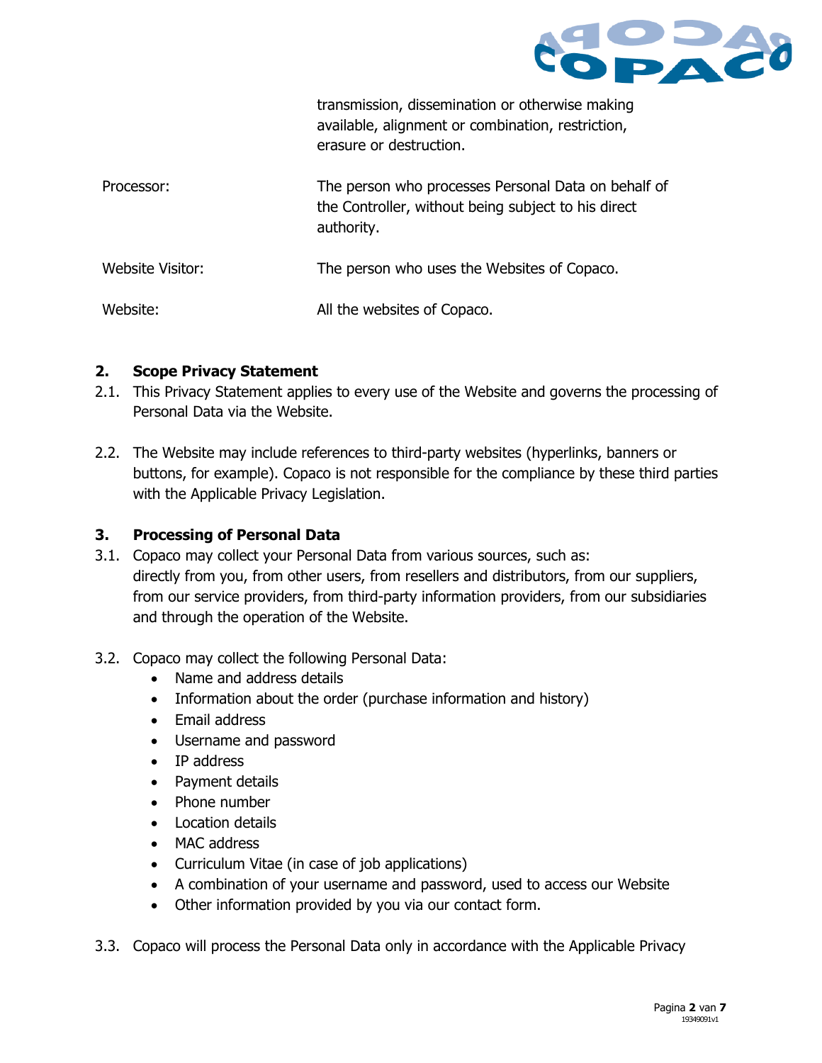| | |
|---|---|
| | transmission, dissemination or otherwise making available, alignment or combination, restriction, erasure or destruction. |
| Processor: | The person who processes Personal Data on behalf of the Controller, without being subject to his direct authority. |
| Website Visitor: | The person who uses the Websites of Copaco. |
| Website: | All the websites of Copaco. |

## 2. Scope Privacy Statement

2.1. This Privacy Statement applies to every use of the Website and governs the processing of Personal Data via the Website.

2.2. The Website may include references to third-party websites (hyperlinks, banners or buttons, for example). Copaco is not responsible for the compliance by these third parties with the Applicable Privacy Legislation.

## 3. Processing of Personal Data

3.1. Copaco may collect your Personal Data from various sources, such as: directly from you, from other users, from resellers and distributors, from our suppliers, from our service providers, from third-party information providers, from our subsidiaries and through the operation of the Website.

3.2. Copaco may collect the following Personal Data:

- Name and address details
- Information about the order (purchase information and history)
- Email address
- Username and password
- IP address
- Payment details
- Phone number
- Location details
- MAC address
- Curriculum Vitae (in case of job applications)
- A combination of your username and password, used to access our Website
- Other information provided by you via our contact form.

3.3. Copaco will process the Personal Data only in accordance with the Applicable Privacy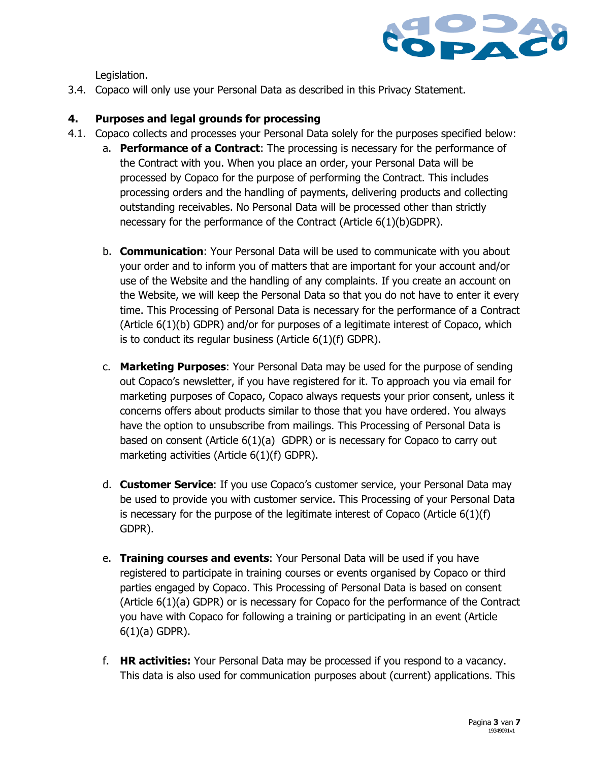Legislation.

3.4. Copaco will only use your Personal Data as described in this Privacy Statement.

## 4. Purposes and legal grounds for processing

4.1. Copaco collects and processes your Personal Data solely for the purposes specified below:

a. **Performance of a Contract**: The processing is necessary for the performance of the Contract with you. When you place an order, your Personal Data will be processed by Copaco for the purpose of performing the Contract. This includes processing orders and the handling of payments, delivering products and collecting outstanding receivables. No Personal Data will be processed other than strictly necessary for the performance of the Contract (Article 6(1)(b)GDPR).

b. **Communication**: Your Personal Data will be used to communicate with you about your order and to inform you of matters that are important for your account and/or use of the Website and the handling of any complaints. If you create an account on the Website, we will keep the Personal Data so that you do not have to enter it every time. This Processing of Personal Data is necessary for the performance of a Contract (Article 6(1)(b) GDPR) and/or for purposes of a legitimate interest of Copaco, which is to conduct its regular business (Article 6(1)(f) GDPR).

c. **Marketing Purposes**: Your Personal Data may be used for the purpose of sending out Copaco's newsletter, if you have registered for it. To approach you via email for marketing purposes of Copaco, Copaco always requests your prior consent, unless it concerns offers about products similar to those that you have ordered. You always have the option to unsubscribe from mailings. This Processing of Personal Data is based on consent (Article 6(1)(a) GDPR) or is necessary for Copaco to carry out marketing activities (Article 6(1)(f) GDPR).

d. **Customer Service**: If you use Copaco's customer service, your Personal Data may be used to provide you with customer service. This Processing of your Personal Data is necessary for the purpose of the legitimate interest of Copaco (Article 6(1)(f) GDPR).

e. **Training courses and events**: Your Personal Data will be used if you have registered to participate in training courses or events organised by Copaco or third parties engaged by Copaco. This Processing of Personal Data is based on consent (Article 6(1)(a) GDPR) or is necessary for Copaco for the performance of the Contract you have with Copaco for following a training or participating in an event (Article 6(1)(a) GDPR).

f. **HR activities:** Your Personal Data may be processed if you respond to a vacancy. This data is also used for communication purposes about (current) applications. This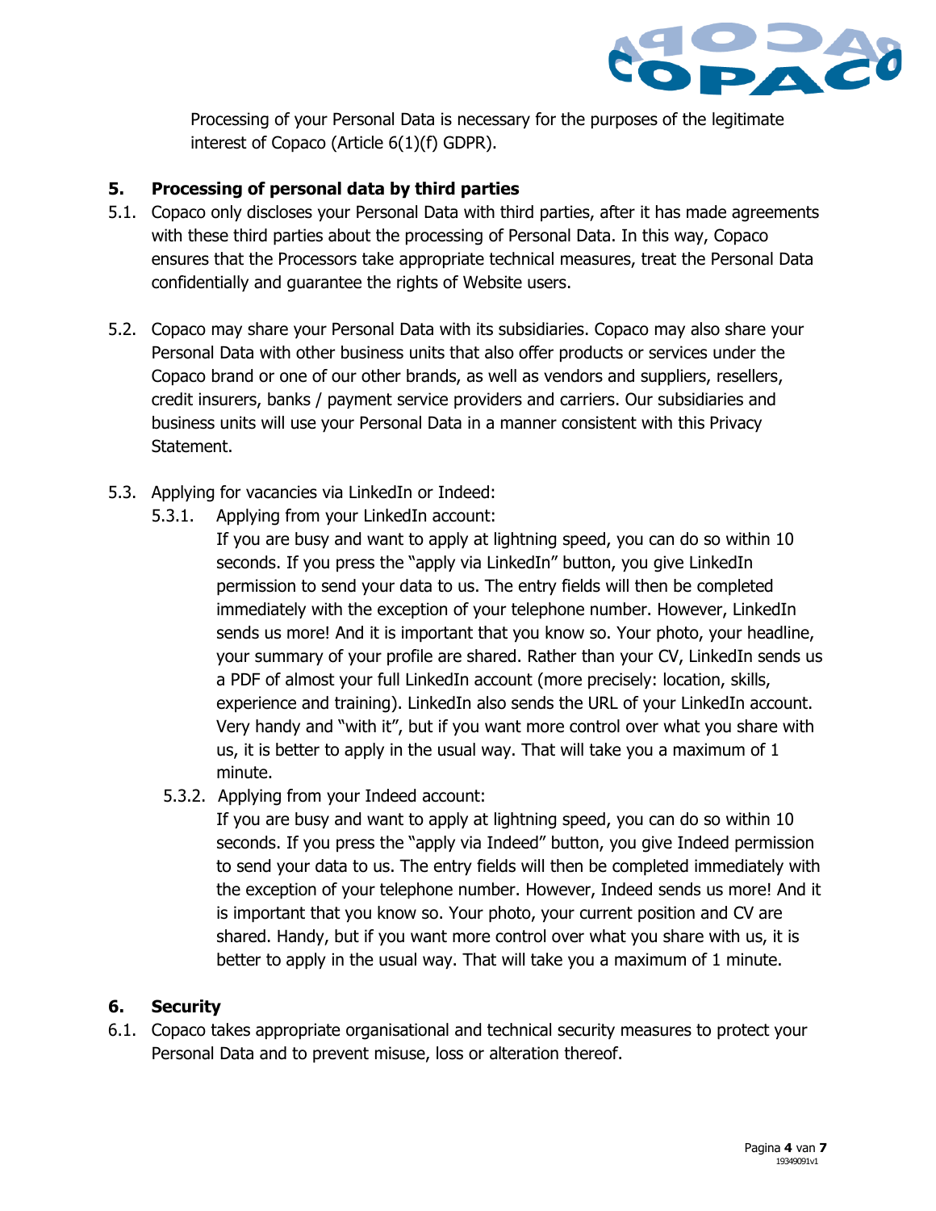Processing of your Personal Data is necessary for the purposes of the legitimate interest of Copaco (Article 6(1)(f) GDPR).

## 5. Processing of personal data by third parties

5.1. Copaco only discloses your Personal Data with third parties, after it has made agreements with these third parties about the processing of Personal Data. In this way, Copaco ensures that the Processors take appropriate technical measures, treat the Personal Data confidentially and guarantee the rights of Website users.

5.2. Copaco may share your Personal Data with its subsidiaries. Copaco may also share your Personal Data with other business units that also offer products or services under the Copaco brand or one of our other brands, as well as vendors and suppliers, resellers, credit insurers, banks / payment service providers and carriers. Our subsidiaries and business units will use your Personal Data in a manner consistent with this Privacy Statement.

5.3. Applying for vacancies via LinkedIn or Indeed:

5.3.1. Applying from your LinkedIn account:
If you are busy and want to apply at lightning speed, you can do so within 10 seconds. If you press the "apply via LinkedIn" button, you give LinkedIn permission to send your data to us. The entry fields will then be completed immediately with the exception of your telephone number. However, LinkedIn sends us more! And it is important that you know so. Your photo, your headline, your summary of your profile are shared. Rather than your CV, LinkedIn sends us a PDF of almost your full LinkedIn account (more precisely: location, skills, experience and training). LinkedIn also sends the URL of your LinkedIn account. Very handy and "with it", but if you want more control over what you share with us, it is better to apply in the usual way. That will take you a maximum of 1 minute.

5.3.2. Applying from your Indeed account:
If you are busy and want to apply at lightning speed, you can do so within 10 seconds. If you press the "apply via Indeed" button, you give Indeed permission to send your data to us. The entry fields will then be completed immediately with the exception of your telephone number. However, Indeed sends us more! And it is important that you know so. Your photo, your current position and CV are shared. Handy, but if you want more control over what you share with us, it is better to apply in the usual way. That will take you a maximum of 1 minute.

## 6. Security

6.1. Copaco takes appropriate organisational and technical security measures to protect your Personal Data and to prevent misuse, loss or alteration thereof.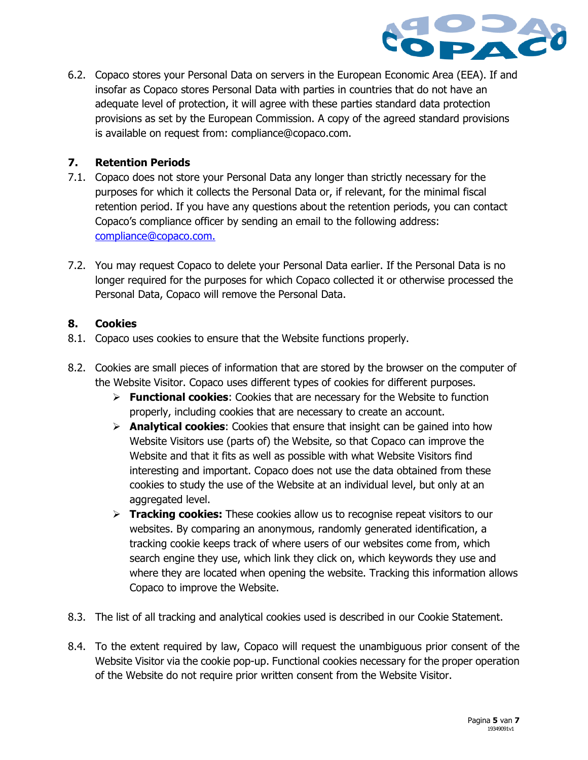6.2. Copaco stores your Personal Data on servers in the European Economic Area (EEA). If and insofar as Copaco stores Personal Data with parties in countries that do not have an adequate level of protection, it will agree with these parties standard data protection provisions as set by the European Commission. A copy of the agreed standard provisions is available on request from: compliance@copaco.com.

## 7. Retention Periods

7.1. Copaco does not store your Personal Data any longer than strictly necessary for the purposes for which it collects the Personal Data or, if relevant, for the minimal fiscal retention period. If you have any questions about the retention periods, you can contact Copaco's compliance officer by sending an email to the following address: compliance@copaco.com.

7.2. You may request Copaco to delete your Personal Data earlier. If the Personal Data is no longer required for the purposes for which Copaco collected it or otherwise processed the Personal Data, Copaco will remove the Personal Data.

## 8. Cookies

8.1. Copaco uses cookies to ensure that the Website functions properly.

8.2. Cookies are small pieces of information that are stored by the browser on the computer of the Website Visitor. Copaco uses different types of cookies for different purposes.

- **Functional cookies**: Cookies that are necessary for the Website to function properly, including cookies that are necessary to create an account.
- **Analytical cookies**: Cookies that ensure that insight can be gained into how Website Visitors use (parts of) the Website, so that Copaco can improve the Website and that it fits as well as possible with what Website Visitors find interesting and important. Copaco does not use the data obtained from these cookies to study the use of the Website at an individual level, but only at an aggregated level.
- **Tracking cookies:** These cookies allow us to recognise repeat visitors to our websites. By comparing an anonymous, randomly generated identification, a tracking cookie keeps track of where users of our websites come from, which search engine they use, which link they click on, which keywords they use and where they are located when opening the website. Tracking this information allows Copaco to improve the Website.

8.3. The list of all tracking and analytical cookies used is described in our Cookie Statement.

8.4. To the extent required by law, Copaco will request the unambiguous prior consent of the Website Visitor via the cookie pop-up. Functional cookies necessary for the proper operation of the Website do not require prior written consent from the Website Visitor.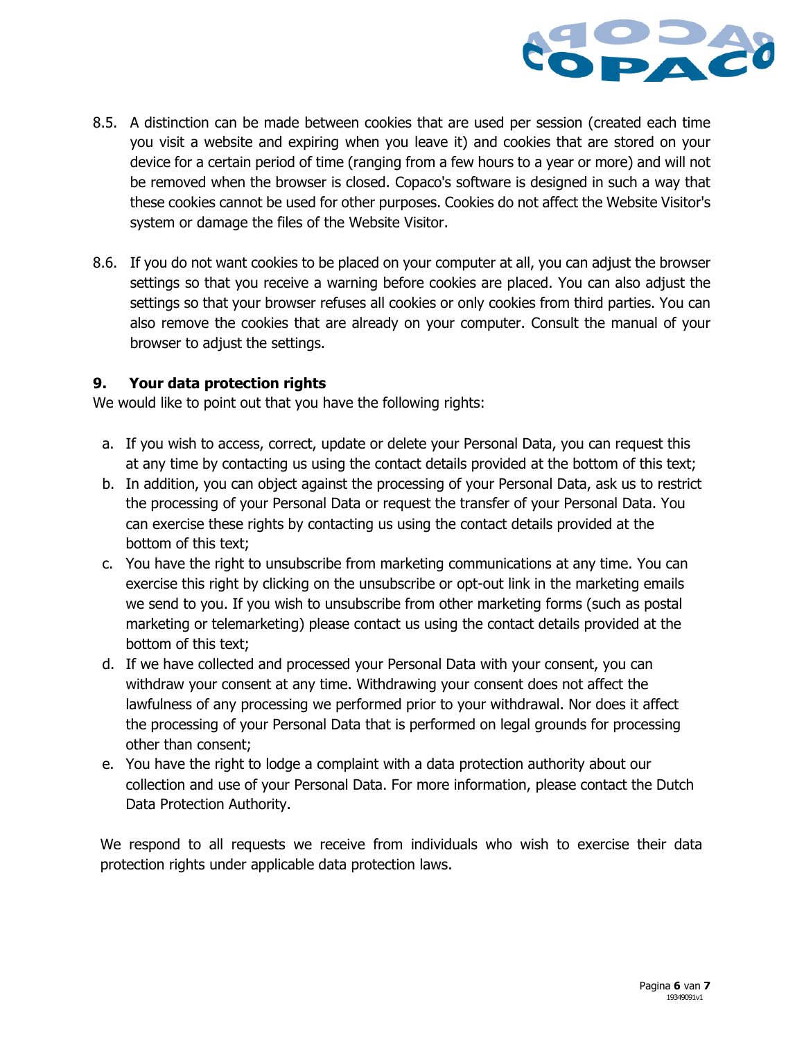8.5. A distinction can be made between cookies that are used per session (created each time you visit a website and expiring when you leave it) and cookies that are stored on your device for a certain period of time (ranging from a few hours to a year or more) and will not be removed when the browser is closed. Copaco's software is designed in such a way that these cookies cannot be used for other purposes. Cookies do not affect the Website Visitor's system or damage the files of the Website Visitor.

8.6. If you do not want cookies to be placed on your computer at all, you can adjust the browser settings so that you receive a warning before cookies are placed. You can also adjust the settings so that your browser refuses all cookies or only cookies from third parties. You can also remove the cookies that are already on your computer. Consult the manual of your browser to adjust the settings.

## 9. Your data protection rights

We would like to point out that you have the following rights:

a. If you wish to access, correct, update or delete your Personal Data, you can request this at any time by contacting us using the contact details provided at the bottom of this text;
b. In addition, you can object against the processing of your Personal Data, ask us to restrict the processing of your Personal Data or request the transfer of your Personal Data. You can exercise these rights by contacting us using the contact details provided at the bottom of this text;
c. You have the right to unsubscribe from marketing communications at any time. You can exercise this right by clicking on the unsubscribe or opt-out link in the marketing emails we send to you. If you wish to unsubscribe from other marketing forms (such as postal marketing or telemarketing) please contact us using the contact details provided at the bottom of this text;
d. If we have collected and processed your Personal Data with your consent, you can withdraw your consent at any time. Withdrawing your consent does not affect the lawfulness of any processing we performed prior to your withdrawal. Nor does it affect the processing of your Personal Data that is performed on legal grounds for processing other than consent;
e. You have the right to lodge a complaint with a data protection authority about our collection and use of your Personal Data. For more information, please contact the Dutch Data Protection Authority.

We respond to all requests we receive from individuals who wish to exercise their data protection rights under applicable data protection laws.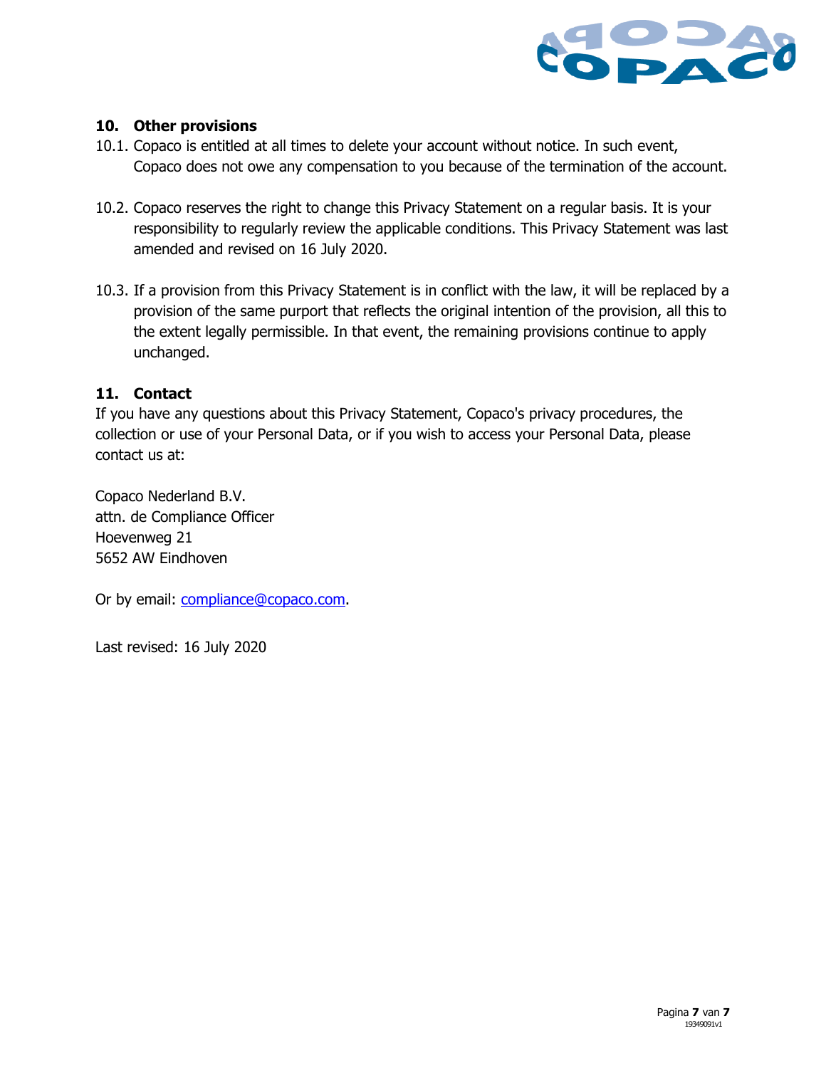## 10. Other provisions

10.1. Copaco is entitled at all times to delete your account without notice. In such event, Copaco does not owe any compensation to you because of the termination of the account.

10.2. Copaco reserves the right to change this Privacy Statement on a regular basis. It is your responsibility to regularly review the applicable conditions. This Privacy Statement was last amended and revised on 16 July 2020.

10.3. If a provision from this Privacy Statement is in conflict with the law, it will be replaced by a provision of the same purport that reflects the original intention of the provision, all this to the extent legally permissible. In that event, the remaining provisions continue to apply unchanged.

## 11. Contact

If you have any questions about this Privacy Statement, Copaco's privacy procedures, the collection or use of your Personal Data, or if you wish to access your Personal Data, please contact us at:

Copaco Nederland B.V.
attn. de Compliance Officer
Hoevenweg 21
5652 AW Eindhoven

Or by email: [compliance@copaco.com](mailto:compliance@copaco.com).

Last revised: 16 July 2020